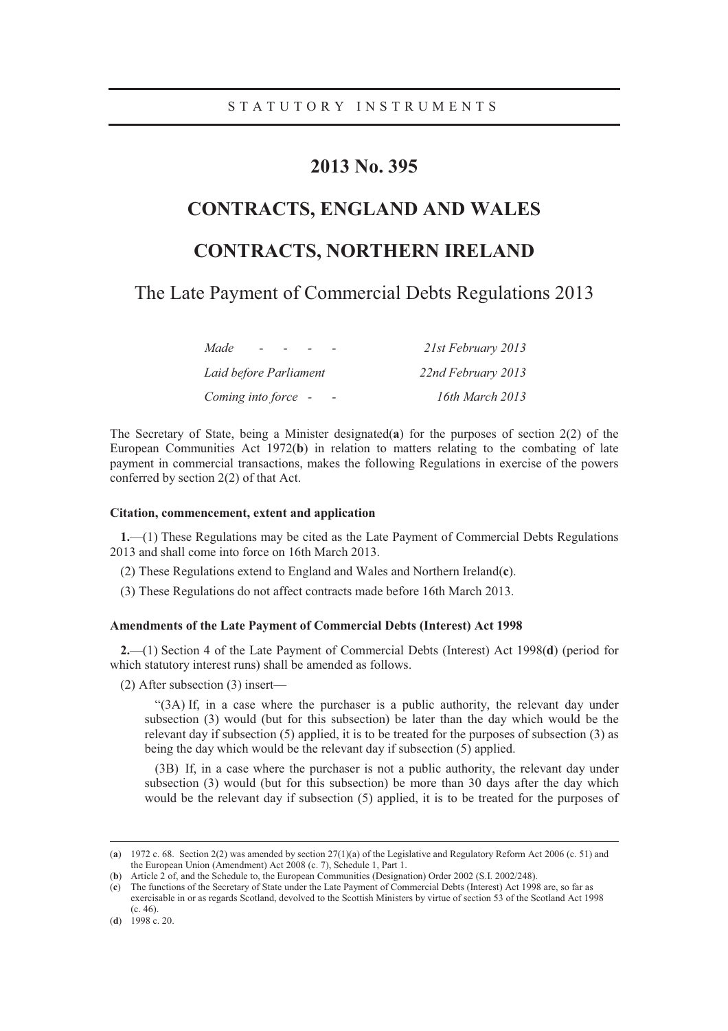STATUTORY INSTRUMENTS

# 2013 No. 395

## CONTRACTS, ENGLAND AND WALES

## CONTRACTS, NORTHERN IRELAND

## The Late Payment of Commercial Debts Regulations 2013

| | |
|---|---|
| *Made - - - -* | *21st February 2013* |
| *Laid before Parliament* | *22nd February 2013* |
| *Coming into force - -* | *16th March 2013* |

The Secretary of State, being a Minister designated(**a**) for the purposes of section 2(2) of the European Communities Act 1972(**b**) in relation to matters relating to the combating of late payment in commercial transactions, makes the following Regulations in exercise of the powers conferred by section 2(2) of that Act.

**Citation, commencement, extent and application**

**1.**—(1) These Regulations may be cited as the Late Payment of Commercial Debts Regulations 2013 and shall come into force on 16th March 2013.

(2) These Regulations extend to England and Wales and Northern Ireland(**c**).

(3) These Regulations do not affect contracts made before 16th March 2013.

**Amendments of the Late Payment of Commercial Debts (Interest) Act 1998**

**2.**—(1) Section 4 of the Late Payment of Commercial Debts (Interest) Act 1998(**d**) (period for which statutory interest runs) shall be amended as follows.

(2) After subsection (3) insert—

"(3A) If, in a case where the purchaser is a public authority, the relevant day under subsection (3) would (but for this subsection) be later than the day which would be the relevant day if subsection (5) applied, it is to be treated for the purposes of subsection (3) as being the day which would be the relevant day if subsection (5) applied.

(3B) If, in a case where the purchaser is not a public authority, the relevant day under subsection (3) would (but for this subsection) be more than 30 days after the day which would be the relevant day if subsection (5) applied, it is to be treated for the purposes of

---

(**a**) 1972 c. 68. Section 2(2) was amended by section 27(1)(a) of the Legislative and Regulatory Reform Act 2006 (c. 51) and the European Union (Amendment) Act 2008 (c. 7), Schedule 1, Part 1.

(**b**) Article 2 of, and the Schedule to, the European Communities (Designation) Order 2002 (S.I. 2002/248).

(**c**) The functions of the Secretary of State under the Late Payment of Commercial Debts (Interest) Act 1998 are, so far as exercisable in or as regards Scotland, devolved to the Scottish Ministers by virtue of section 53 of the Scotland Act 1998 (c. 46).

(**d**) 1998 c. 20.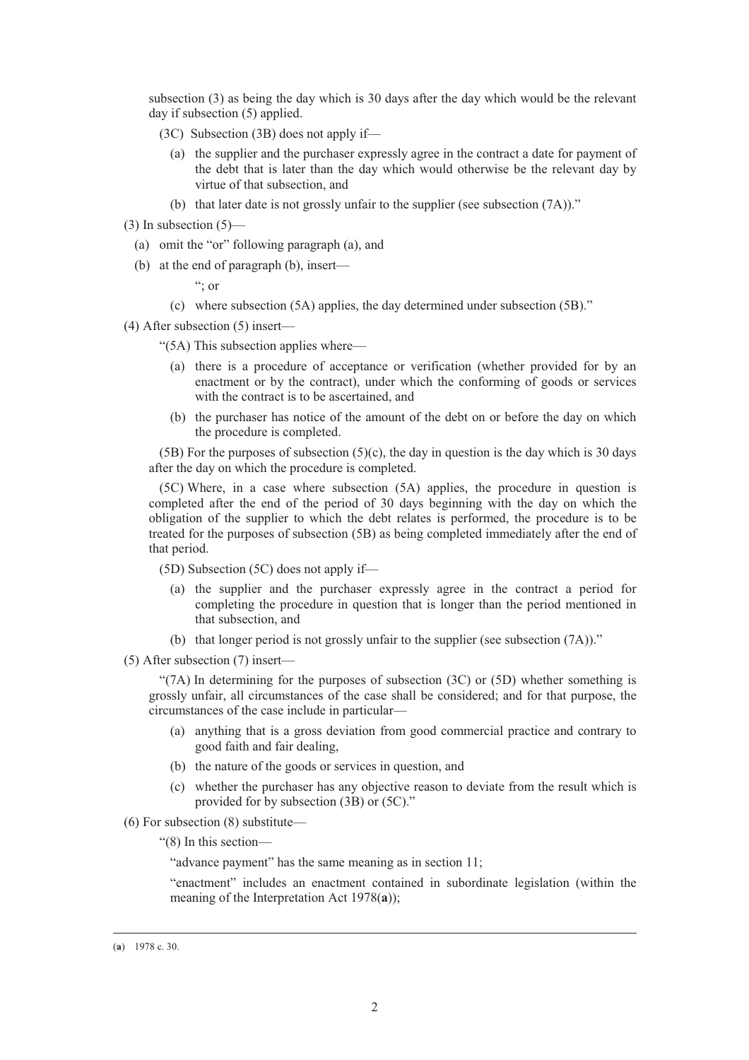subsection (3) as being the day which is 30 days after the day which would be the relevant day if subsection (5) applied.

(3C) Subsection (3B) does not apply if—

(a) the supplier and the purchaser expressly agree in the contract a date for payment of the debt that is later than the day which would otherwise be the relevant day by virtue of that subsection, and

(b) that later date is not grossly unfair to the supplier (see subsection (7A))."

(3) In subsection (5)—

(a) omit the "or" following paragraph (a), and

(b) at the end of paragraph (b), insert—

"; or

(c) where subsection (5A) applies, the day determined under subsection (5B)."

(4) After subsection (5) insert—

"(5A) This subsection applies where—

(a) there is a procedure of acceptance or verification (whether provided for by an enactment or by the contract), under which the conforming of goods or services with the contract is to be ascertained, and

(b) the purchaser has notice of the amount of the debt on or before the day on which the procedure is completed.

(5B) For the purposes of subsection (5)(c), the day in question is the day which is 30 days after the day on which the procedure is completed.

(5C) Where, in a case where subsection (5A) applies, the procedure in question is completed after the end of the period of 30 days beginning with the day on which the obligation of the supplier to which the debt relates is performed, the procedure is to be treated for the purposes of subsection (5B) as being completed immediately after the end of that period.

(5D) Subsection (5C) does not apply if—

(a) the supplier and the purchaser expressly agree in the contract a period for completing the procedure in question that is longer than the period mentioned in that subsection, and

(b) that longer period is not grossly unfair to the supplier (see subsection (7A))."

(5) After subsection (7) insert—

"(7A) In determining for the purposes of subsection (3C) or (5D) whether something is grossly unfair, all circumstances of the case shall be considered; and for that purpose, the circumstances of the case include in particular—

(a) anything that is a gross deviation from good commercial practice and contrary to good faith and fair dealing,

(b) the nature of the goods or services in question, and

(c) whether the purchaser has any objective reason to deviate from the result which is provided for by subsection (3B) or (5C)."

(6) For subsection (8) substitute—

"(8) In this section—

"advance payment" has the same meaning as in section 11;

"enactment" includes an enactment contained in subordinate legislation (within the meaning of the Interpretation Act 1978[(a)]);

---

(a) 1978 c. 30.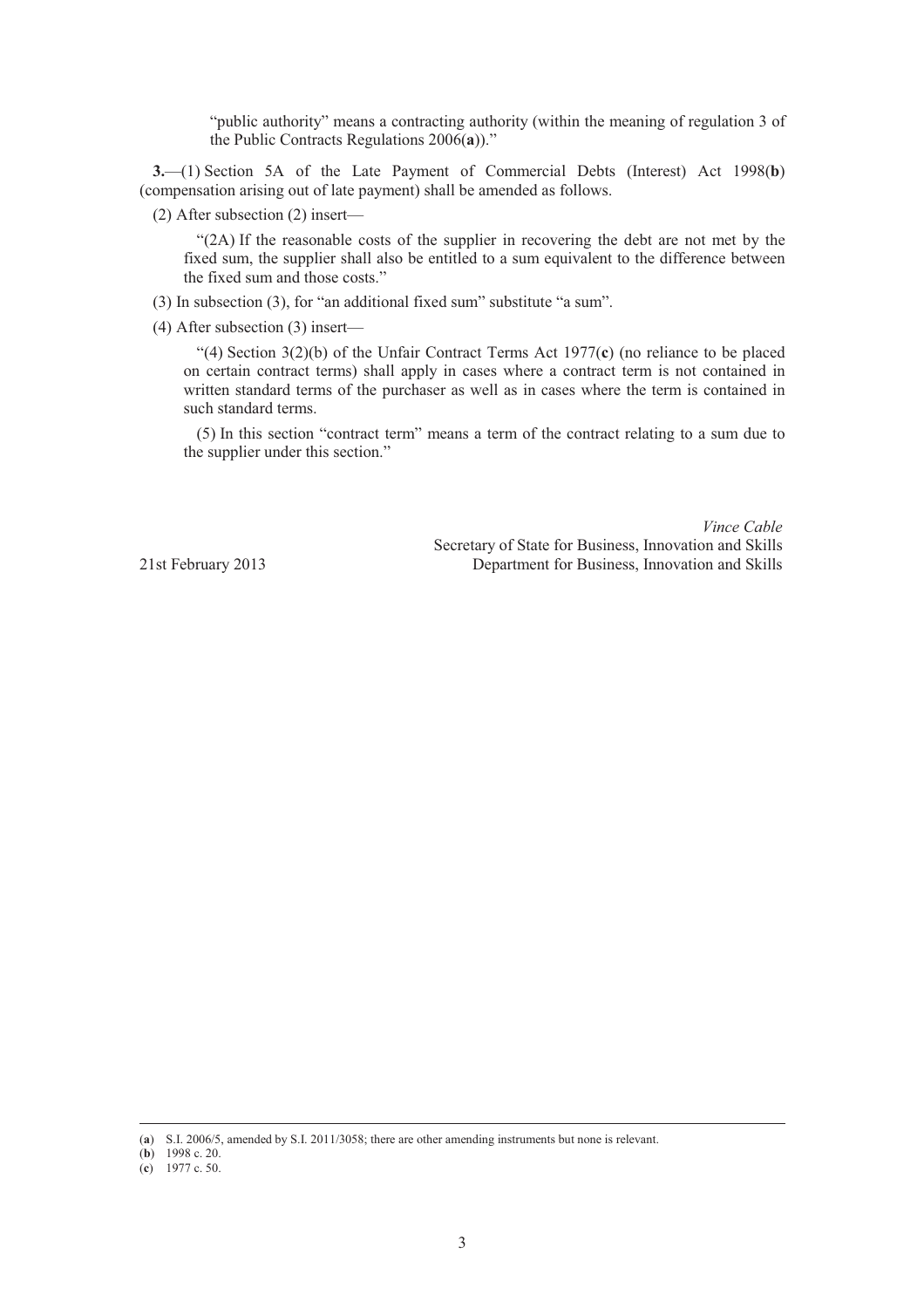"public authority" means a contracting authority (within the meaning of regulation 3 of the Public Contracts Regulations 2006(**a**))."

**3.**—(1) Section 5A of the Late Payment of Commercial Debts (Interest) Act 1998(**b**) (compensation arising out of late payment) shall be amended as follows.

(2) After subsection (2) insert—

"(2A) If the reasonable costs of the supplier in recovering the debt are not met by the fixed sum, the supplier shall also be entitled to a sum equivalent to the difference between the fixed sum and those costs."

(3) In subsection (3), for "an additional fixed sum" substitute "a sum".

(4) After subsection (3) insert—

"(4) Section 3(2)(b) of the Unfair Contract Terms Act 1977(**c**) (no reliance to be placed on certain contract terms) shall apply in cases where a contract term is not contained in written standard terms of the purchaser as well as in cases where the term is contained in such standard terms.

(5) In this section "contract term" means a term of the contract relating to a sum due to the supplier under this section."

*Vince Cable*
Secretary of State for Business, Innovation and Skills
Department for Business, Innovation and Skills

21st February 2013

---

(**a**) S.I. 2006/5, amended by S.I. 2011/3058; there are other amending instruments but none is relevant.
(**b**) 1998 c. 20.
(**c**) 1977 c. 50.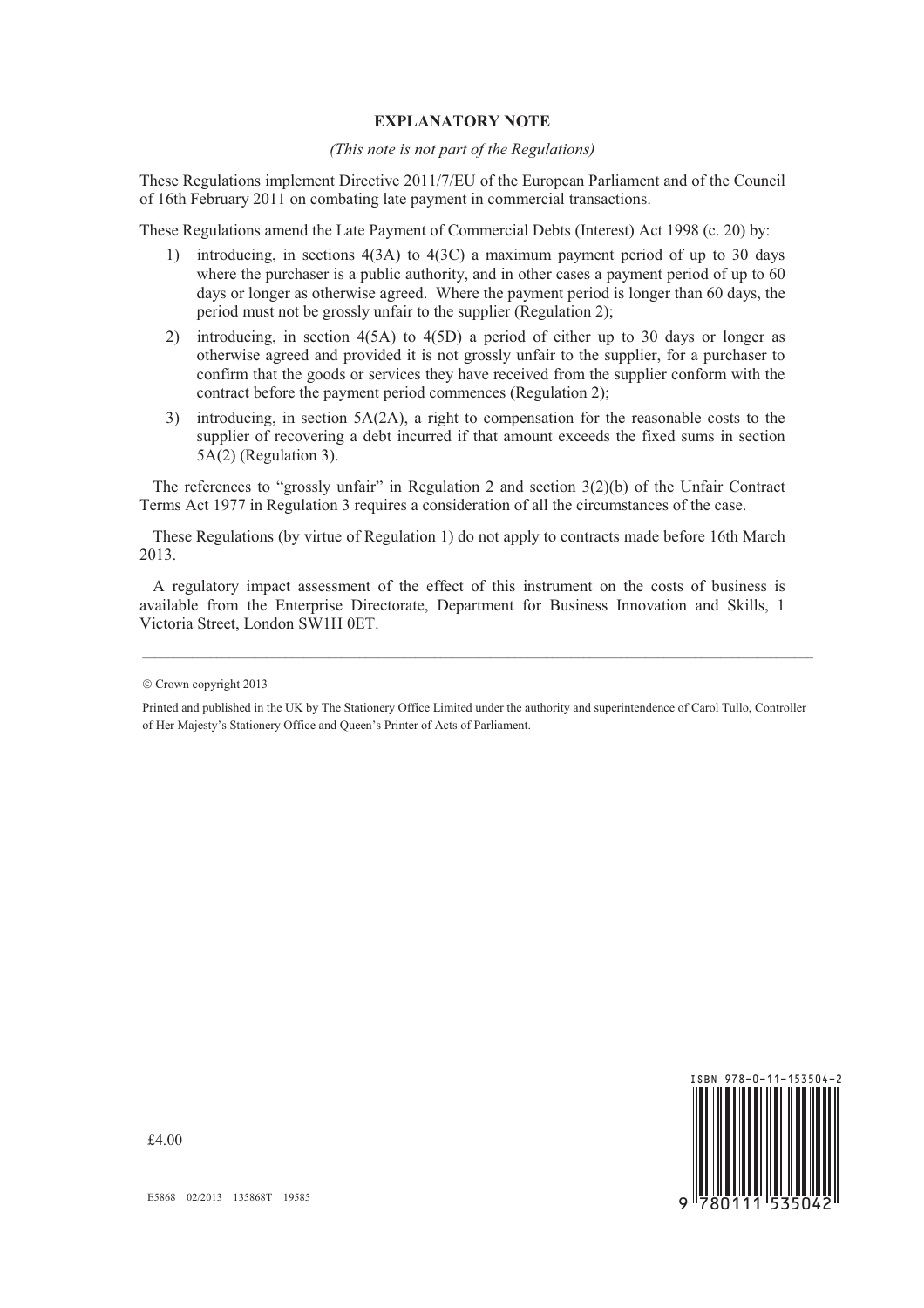## EXPLANATORY NOTE

*(This note is not part of the Regulations)*

These Regulations implement Directive 2011/7/EU of the European Parliament and of the Council of 16th February 2011 on combating late payment in commercial transactions.

These Regulations amend the Late Payment of Commercial Debts (Interest) Act 1998 (c. 20) by:

1) introducing, in sections 4(3A) to 4(3C) a maximum payment period of up to 30 days where the purchaser is a public authority, and in other cases a payment period of up to 60 days or longer as otherwise agreed. Where the payment period is longer than 60 days, the period must not be grossly unfair to the supplier (Regulation 2);
2) introducing, in section 4(5A) to 4(5D) a period of either up to 30 days or longer as otherwise agreed and provided it is not grossly unfair to the supplier, for a purchaser to confirm that the goods or services they have received from the supplier conform with the contract before the payment period commences (Regulation 2);
3) introducing, in section 5A(2A), a right to compensation for the reasonable costs to the supplier of recovering a debt incurred if that amount exceeds the fixed sums in section 5A(2) (Regulation 3).

The references to "grossly unfair" in Regulation 2 and section 3(2)(b) of the Unfair Contract Terms Act 1977 in Regulation 3 requires a consideration of all the circumstances of the case.

These Regulations (by virtue of Regulation 1) do not apply to contracts made before 16th March 2013.

A regulatory impact assessment of the effect of this instrument on the costs of business is available from the Enterprise Directorate, Department for Business Innovation and Skills, 1 Victoria Street, London SW1H 0ET.

---

© Crown copyright 2013

Printed and published in the UK by The Stationery Office Limited under the authority and superintendence of Carol Tullo, Controller of Her Majesty's Stationery Office and Queen's Printer of Acts of Parliament.

ISBN 978-0-11-153504-2

£4.00

E5868 02/2013 135868T 19585